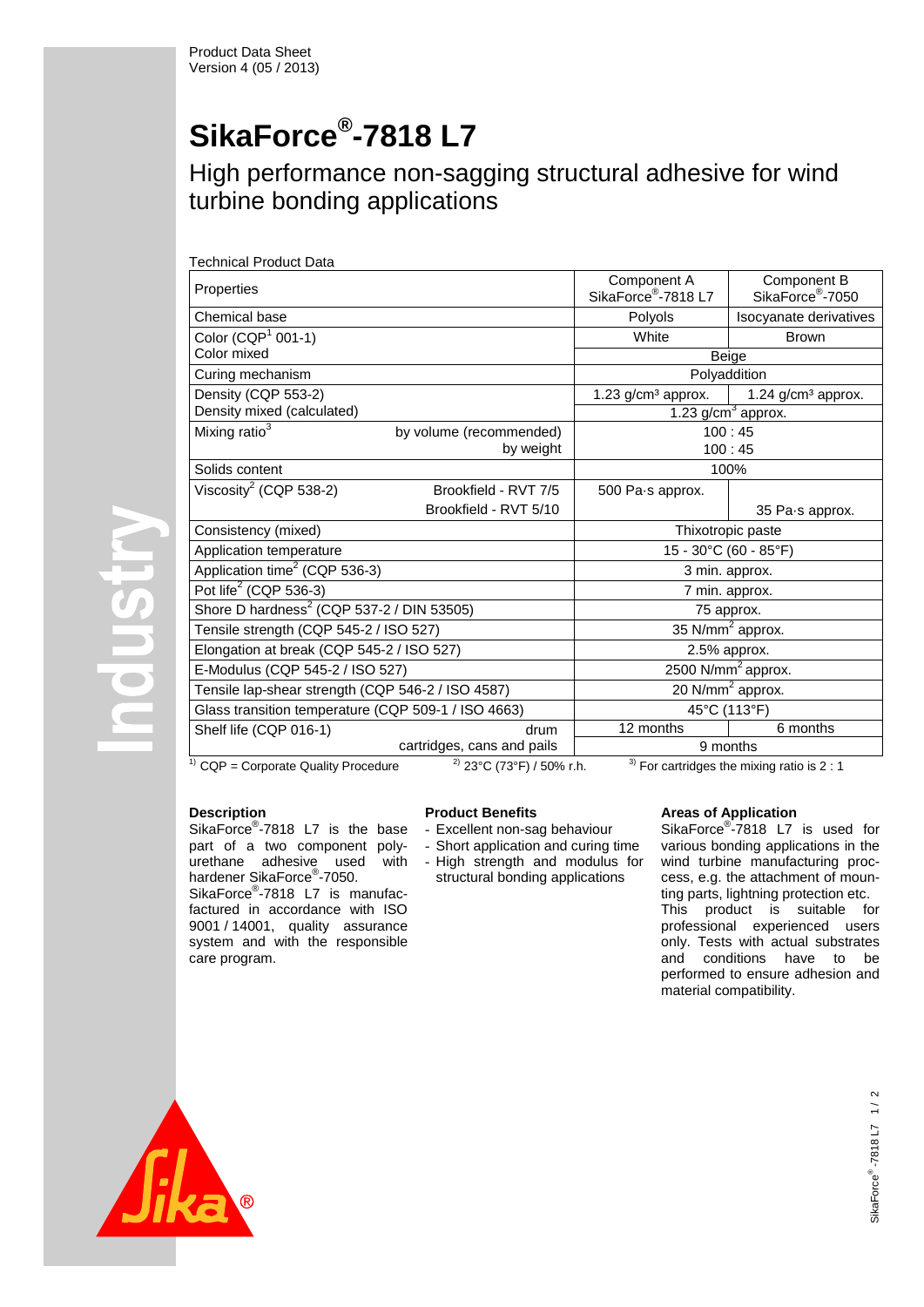Product Data Sheet
Version 4 (05 / 2013)

# SikaForce®-7818 L7

## High performance non-sagging structural adhesive for wind turbine bonding applications

Technical Product Data

| Properties | | Component A SikaForce®-7818 L7 | Component B SikaForce®-7050 |
|---|---|---|---|
| Chemical base | | Polyols | Isocyanate derivatives |
| Color (CQP[1] 001-1) | | White | Brown |
| Color mixed | | Beige | |
| Curing mechanism | | Polyaddition | |
| Density (CQP 553-2) | | 1.23 g/cm³ approx. | 1.24 g/cm³ approx. |
| Density mixed (calculated) | | 1.23 g/cm³ approx. | |
| Mixing ratio[3] | by volume (recommended) | 100 : 45 | |
| | by weight | 100 : 45 | |
| Solids content | | 100% | |
| Viscosity[2] (CQP 538-2) | Brookfield - RVT 7/5 | 500 Pa·s approx. | |
| | Brookfield - RVT 5/10 | | 35 Pa·s approx. |
| Consistency (mixed) | | Thixotropic paste | |
| Application temperature | | 15 - 30°C (60 - 85°F) | |
| Application time[2] (CQP 536-3) | | 3 min. approx. | |
| Pot life[2] (CQP 536-3) | | 7 min. approx. | |
| Shore D hardness[2] (CQP 537-2 / DIN 53505) | | 75 approx. | |
| Tensile strength (CQP 545-2 / ISO 527) | | 35 N/mm² approx. | |
| Elongation at break (CQP 545-2 / ISO 527) | | 2.5% approx. | |
| E-Modulus (CQP 545-2 / ISO 527) | | 2500 N/mm² approx. | |
| Tensile lap-shear strength (CQP 546-2 / ISO 4587) | | 20 N/mm² approx. | |
| Glass transition temperature (CQP 509-1 / ISO 4663) | | 45°C (113°F) | |
| Shelf life (CQP 016-1) | drum | 12 months | 6 months |
| | cartridges, cans and pails | 9 months | |

[1] CQP = Corporate Quality Procedure [2] 23°C (73°F) / 50% r.h. [3] For cartridges the mixing ratio is 2 : 1

### Description

SikaForce®-7818 L7 is the base part of a two component polyurethane adhesive used with hardener SikaForce®-7050.
SikaForce®-7818 L7 is manufactured in accordance with ISO 9001 / 14001, quality assurance system and with the responsible care program.

### Product Benefits

- Excellent non-sag behaviour
- Short application and curing time
- High strength and modulus for structural bonding applications

### Areas of Application

SikaForce®-7818 L7 is used for various bonding applications in the wind turbine manufacturing process, e.g. the attachment of mounting parts, lightning protection etc.
This product is suitable for professional experienced users only. Tests with actual substrates and conditions have to be performed to ensure adhesion and material compatibility.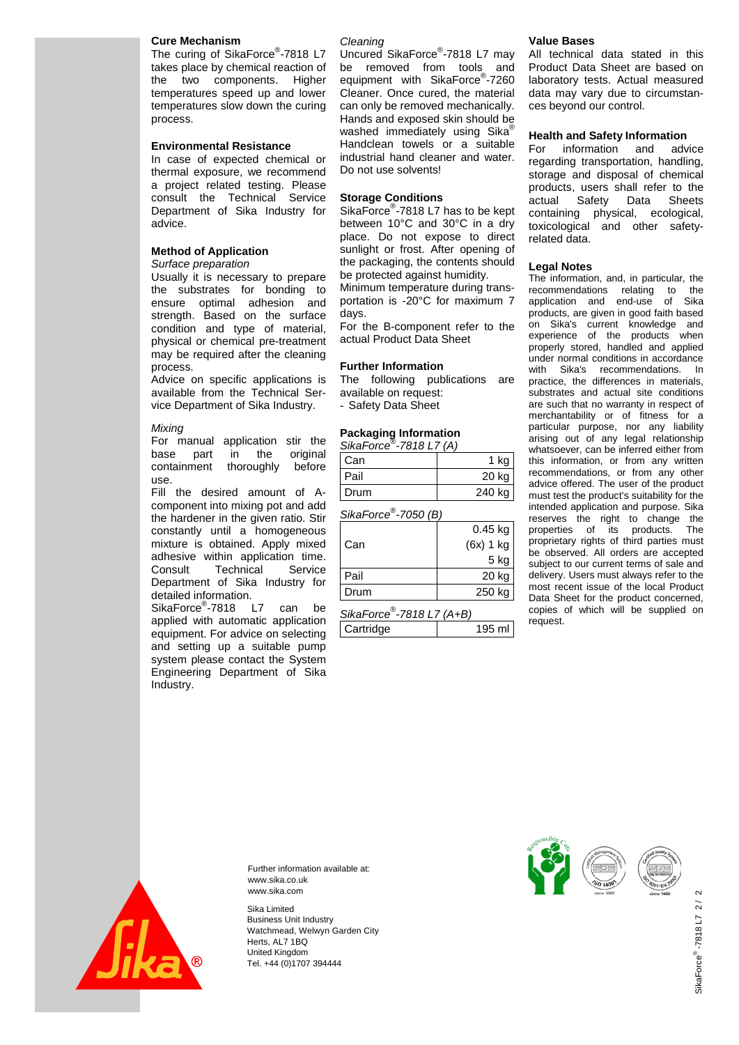## Cure Mechanism

The curing of SikaForce®-7818 L7 takes place by chemical reaction of the two components. Higher temperatures speed up and lower temperatures slow down the curing process.

## Environmental Resistance

In case of expected chemical or thermal exposure, we recommend a project related testing. Please consult the Technical Service Department of Sika Industry for advice.

## Method of Application

*Surface preparation*

Usually it is necessary to prepare the substrates for bonding to ensure optimal adhesion and strength. Based on the surface condition and type of material, physical or chemical pre-treatment may be required after the cleaning process.

Advice on specific applications is available from the Technical Service Department of Sika Industry.

*Mixing*

For manual application stir the base part in the original containment thoroughly before use.

Fill the desired amount of A-component into mixing pot and add the hardener in the given ratio. Stir constantly until a homogeneous mixture is obtained. Apply mixed adhesive within application time. Consult Technical Service Department of Sika Industry for detailed information.

SikaForce®-7818 L7 can be applied with automatic application equipment. For advice on selecting and setting up a suitable pump system please contact the System Engineering Department of Sika Industry.

*Cleaning*

Uncured SikaForce®-7818 L7 may be removed from tools and equipment with SikaForce®-7260 Cleaner. Once cured, the material can only be removed mechanically. Hands and exposed skin should be washed immediately using Sika® Handclean towels or a suitable industrial hand cleaner and water. Do not use solvents!

## Storage Conditions

SikaForce®-7818 L7 has to be kept between 10°C and 30°C in a dry place. Do not expose to direct sunlight or frost. After opening of the packaging, the contents should be protected against humidity.

Minimum temperature during transportation is -20°C for maximum 7 days.

For the B-component refer to the actual Product Data Sheet

## Further Information

The following publications are available on request:

- Safety Data Sheet

## Packaging Information

*SikaForce®-7818 L7 (A)*

| | |
|---|---|
| Can | 1 kg |
| Pail | 20 kg |
| Drum | 240 kg |

*SikaForce®-7050 (B)*

| | |
|---|---|
| Can | 0.45 kg<br>(6x) 1 kg<br>5 kg |
| Pail | 20 kg |
| Drum | 250 kg |

*SikaForce®-7818 L7 (A+B)*

| | |
|---|---|
| Cartridge | 195 ml |

## Value Bases

All technical data stated in this Product Data Sheet are based on laboratory tests. Actual measured data may vary due to circumstances beyond our control.

## Health and Safety Information

For information and advice regarding transportation, handling, storage and disposal of chemical products, users shall refer to the actual Safety Data Sheets containing physical, ecological, toxicological and other safety-related data.

## Legal Notes

The information, and, in particular, the recommendations relating to the application and end-use of Sika products, are given in good faith based on Sika's current knowledge and experience of the products when properly stored, handled and applied under normal conditions in accordance with Sika's recommendations. In practice, the differences in materials, substrates and actual site conditions are such that no warranty in respect of merchantability or of fitness for a particular purpose, nor any liability arising out of any legal relationship whatsoever, can be inferred either from this information, or from any written recommendations, or from any other advice offered. The user of the product must test the product's suitability for the intended application and purpose. Sika reserves the right to change the properties of its products. The proprietary rights of third parties must be observed. All orders are accepted subject to our current terms of sale and delivery. Users must always refer to the most recent issue of the local Product Data Sheet for the product concerned, copies of which will be supplied on request.

Further information available at:
www.sika.co.uk
www.sika.com

Sika Limited
Business Unit Industry
Watchmead, Welwyn Garden City
Herts, AL7 1BQ
United Kingdom
Tel. +44 (0)1707 394444